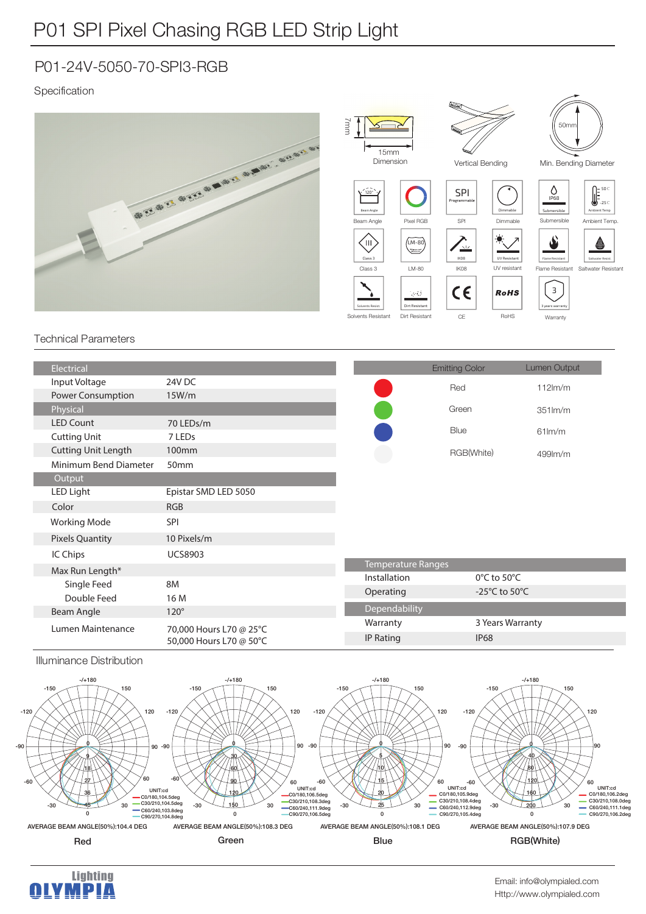# P01 SPI Pixel Chasing RGB LED Strip Light

## P01-24V-5050-70-SPI3-RGB

Specification

7mm
15mm
Dimension

Vertical Bending

50mm
Min. Bending Diameter

Beam Angle | Pixel RGB | SPI | Dimmable | Submersible | Ambient Temp.

Class 3 | LM-80 | IK08 | UV resistant | Flame Resistant | Saltwater Resistant

Solvents Resistant | Dirt Resistant | CE | RoHS | Warranty

### Technical Parameters

| Electrical | |
|---|---|
| Input Voltage | 24V DC |
| Power Consumption | 15W/m |
| **Physical** | |
| LED Count | 70 LEDs/m |
| Cutting Unit | 7 LEDs |
| Cutting Unit Length | 100mm |
| Minimum Bend Diameter | 50mm |
| **Output** | |
| LED Light | Epistar SMD LED 5050 |
| Color | RGB |
| Working Mode | SPI |
| Pixels Quantity | 10 Pixels/m |
| IC Chips | UCS8903 |
| Max Run Length* | |
| Single Feed | 8M |
| Double Feed | 16 M |
| Beam Angle | 120° |
| Lumen Maintenance | 70,000 Hours L70 @ 25°C<br>50,000 Hours L70 @ 50°C |

| Emitting Color | Lumen Output |
|---|---|
| Red | 112lm/m |
| Green | 351lm/m |
| Blue | 61lm/m |
| RGB(White) | 499lm/m |

| Temperature Ranges | |
|---|---|
| Installation | 0°C to 50°C |
| Operating | -25°C to 50°C |
| **Dependability** | |
| Warranty | 3 Years Warranty |
| IP Rating | IP68 |

### Illuminance Distribution

**Red**
UNIT:cd
C0/180,104.5deg
C30/210,104.5deg
C60/240,103.8deg
C90/270,104.8deg
AVERAGE BEAM ANGLE(50%):104.4 DEG

**Green**
UNIT:cd
C0/180,106.5deg
C30/210,108.3deg
C60/240,111.9deg
C90/270,106.5deg
AVERAGE BEAM ANGLE(50%):108.3 DEG

**Blue**
UNIT:cd
C0/180,105.9deg
C30/210,108.4deg
C60/240,112.9deg
C90/270,105.4deg
AVERAGE BEAM ANGLE(50%):108.1 DEG

**RGB(White)**
UNIT:cd
C0/180,106.2deg
C30/210,108.0deg
C60/240,111.1deg
C90/270,106.2deg
AVERAGE BEAM ANGLE(50%):107.9 DEG

Lighting OLYMPIA

Email: info@olympialed.com
Http://www.olympialed.com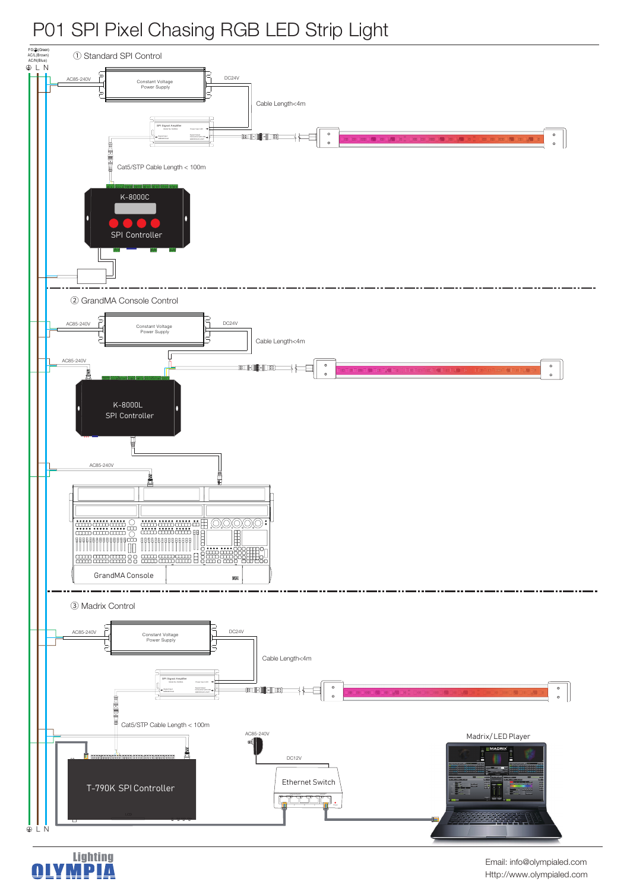# P01 SPI Pixel Chasing RGB LED Strip Light

FG⏚(Green)
AC/L(Brown)
AC/N(Blue)

⏚ L N

## ① Standard SPI Control

AC85-240V

Constant Voltage Power Supply

DC24V

Cable Length<4m

SPI Signal Amplifier

Cat5/STP Cable Length < 100m

K-8000C

SPI Controller

## ② GrandMA Console Control

AC85-240V

Constant Voltage Power Supply

DC24V

Cable Length<4m

AC85-240V

K-8000L

SPI Controller

AC85-240V

GrandMA Console

## ③ Madrix Control

AC85-240V

Constant Voltage Power Supply

DC24V

Cable Length<4m

SPI Signal Amplifier

Cat5/STP Cable Length < 100m

AC85-240V

DC12V

Ethernet Switch

Madrix/LED Player

T-790K SPI Controller

⏚ L N

Lighting OLYMPIA

Email: info@olympialed.com

Http://www.olympialed.com